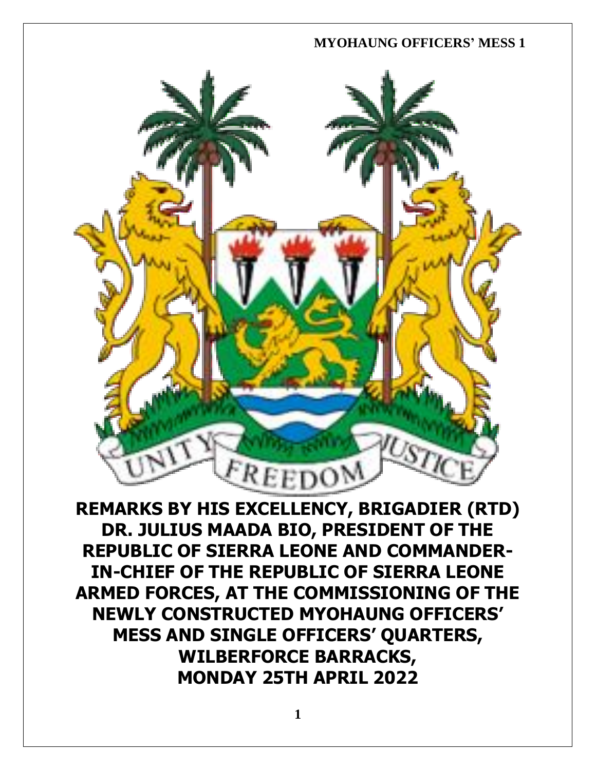# REMARKS BY HIS EXCELLENCY, BRIGADIER (RTD) DR. JULIUS MAADA BIO, PRESIDENT OF THE REPUBLIC OF SIERRA LEONE AND COMMANDER-IN-CHIEF OF THE REPUBLIC OF SIERRA LEONE ARMED FORCES, AT THE COMMISSIONING OF THE NEWLY CONSTRUCTED MYOHAUNG OFFICERS' MESS AND SINGLE OFFICERS' QUARTERS, WILBERFORCE BARRACKS, MONDAY 25TH APRIL 2022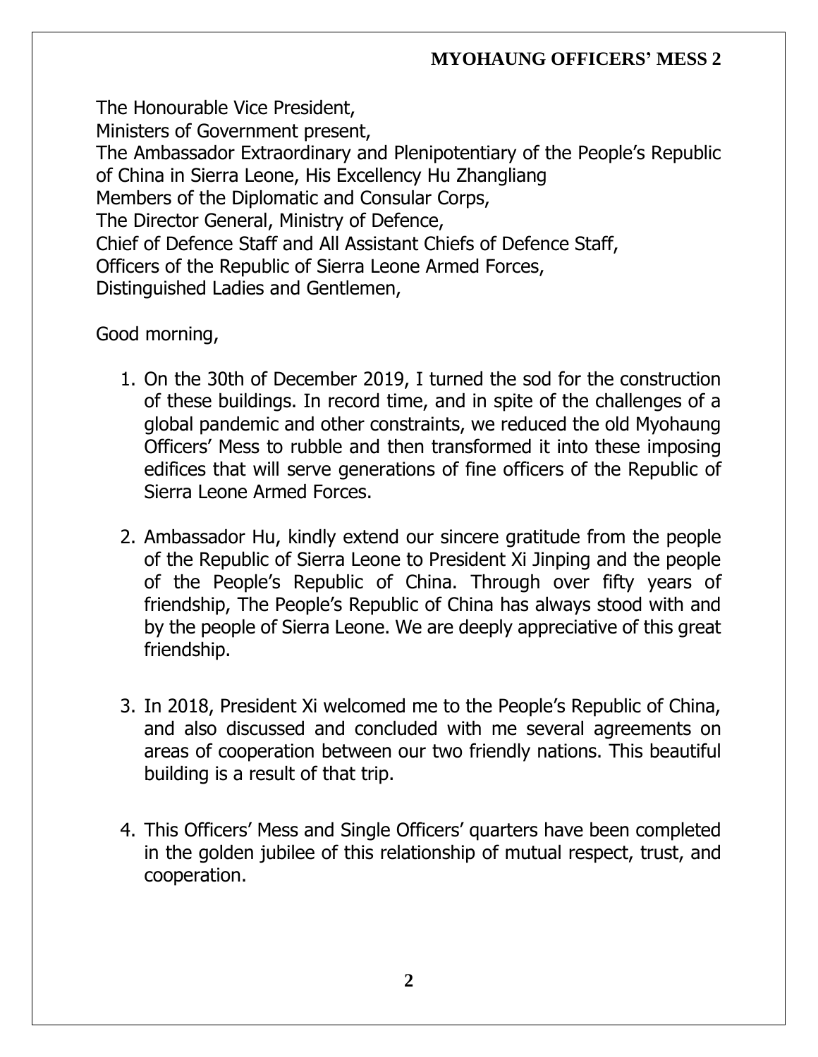The Honourable Vice President,
Ministers of Government present,
The Ambassador Extraordinary and Plenipotentiary of the People's Republic of China in Sierra Leone, His Excellency Hu Zhangliang
Members of the Diplomatic and Consular Corps,
The Director General, Ministry of Defence,
Chief of Defence Staff and All Assistant Chiefs of Defence Staff,
Officers of the Republic of Sierra Leone Armed Forces,
Distinguished Ladies and Gentlemen,

Good morning,

1. On the 30th of December 2019, I turned the sod for the construction of these buildings. In record time, and in spite of the challenges of a global pandemic and other constraints, we reduced the old Myohaung Officers' Mess to rubble and then transformed it into these imposing edifices that will serve generations of fine officers of the Republic of Sierra Leone Armed Forces.

2. Ambassador Hu, kindly extend our sincere gratitude from the people of the Republic of Sierra Leone to President Xi Jinping and the people of the People's Republic of China. Through over fifty years of friendship, The People's Republic of China has always stood with and by the people of Sierra Leone. We are deeply appreciative of this great friendship.

3. In 2018, President Xi welcomed me to the People's Republic of China, and also discussed and concluded with me several agreements on areas of cooperation between our two friendly nations. This beautiful building is a result of that trip.

4. This Officers' Mess and Single Officers' quarters have been completed in the golden jubilee of this relationship of mutual respect, trust, and cooperation.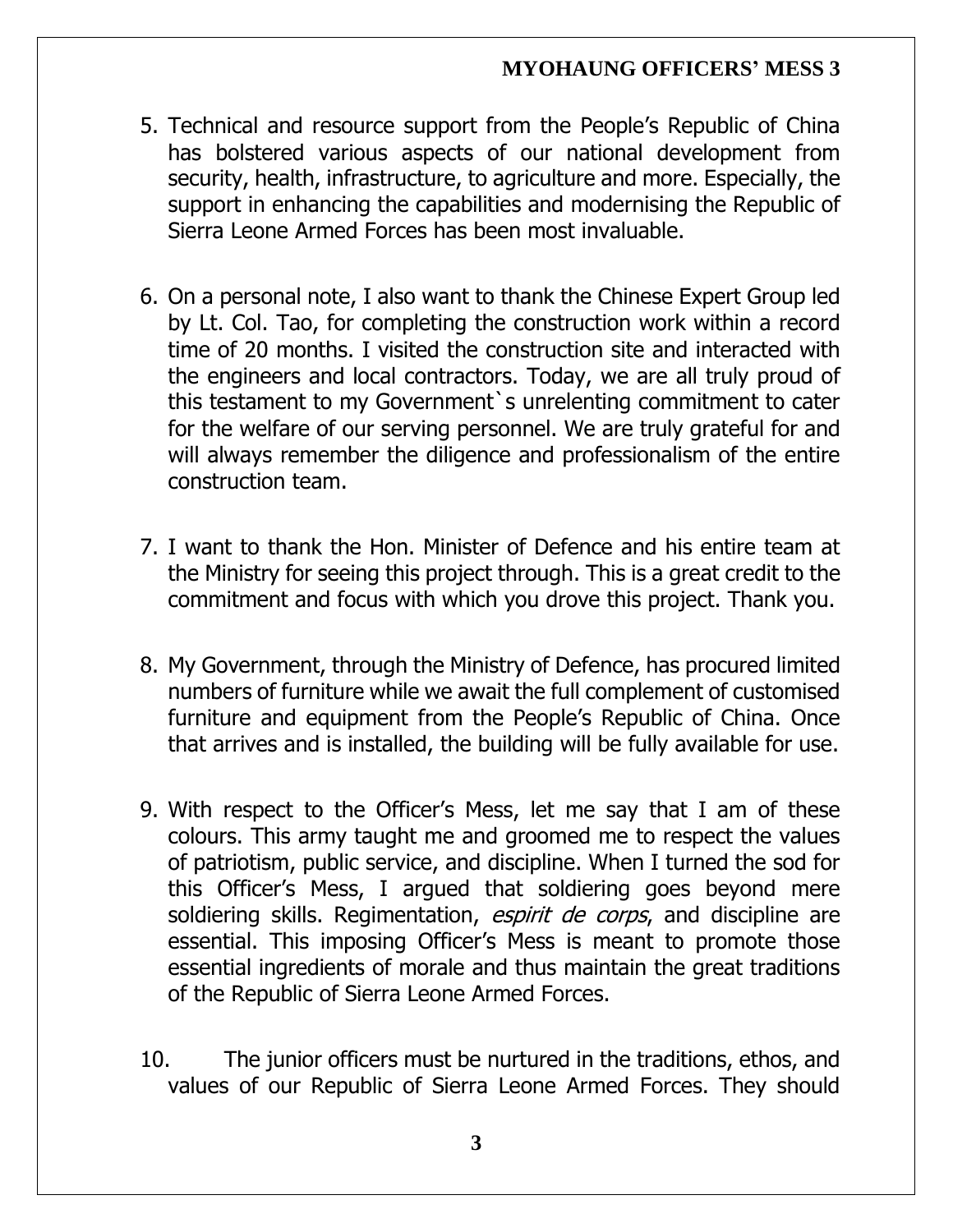5. Technical and resource support from the People's Republic of China has bolstered various aspects of our national development from security, health, infrastructure, to agriculture and more. Especially, the support in enhancing the capabilities and modernising the Republic of Sierra Leone Armed Forces has been most invaluable.

6. On a personal note, I also want to thank the Chinese Expert Group led by Lt. Col. Tao, for completing the construction work within a record time of 20 months. I visited the construction site and interacted with the engineers and local contractors. Today, we are all truly proud of this testament to my Government`s unrelenting commitment to cater for the welfare of our serving personnel. We are truly grateful for and will always remember the diligence and professionalism of the entire construction team.

7. I want to thank the Hon. Minister of Defence and his entire team at the Ministry for seeing this project through. This is a great credit to the commitment and focus with which you drove this project. Thank you.

8. My Government, through the Ministry of Defence, has procured limited numbers of furniture while we await the full complement of customised furniture and equipment from the People's Republic of China. Once that arrives and is installed, the building will be fully available for use.

9. With respect to the Officer's Mess, let me say that I am of these colours. This army taught me and groomed me to respect the values of patriotism, public service, and discipline. When I turned the sod for this Officer's Mess, I argued that soldiering goes beyond mere soldiering skills. Regimentation, *espirit de corps*, and discipline are essential. This imposing Officer's Mess is meant to promote those essential ingredients of morale and thus maintain the great traditions of the Republic of Sierra Leone Armed Forces.

10. The junior officers must be nurtured in the traditions, ethos, and values of our Republic of Sierra Leone Armed Forces. They should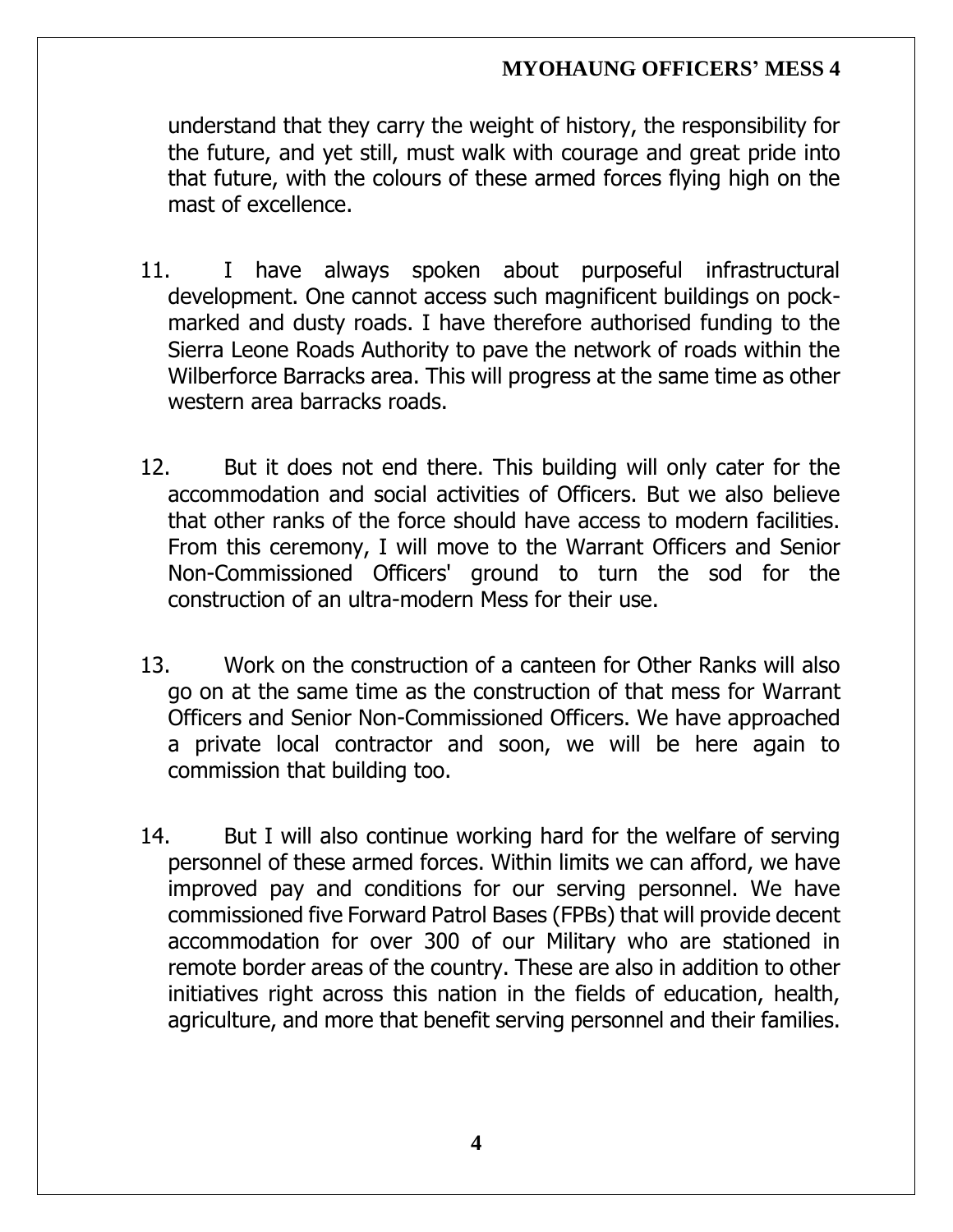understand that they carry the weight of history, the responsibility for the future, and yet still, must walk with courage and great pride into that future, with the colours of these armed forces flying high on the mast of excellence.

11. I have always spoken about purposeful infrastructural development. One cannot access such magnificent buildings on pock-marked and dusty roads. I have therefore authorised funding to the Sierra Leone Roads Authority to pave the network of roads within the Wilberforce Barracks area. This will progress at the same time as other western area barracks roads.

12. But it does not end there. This building will only cater for the accommodation and social activities of Officers. But we also believe that other ranks of the force should have access to modern facilities. From this ceremony, I will move to the Warrant Officers and Senior Non-Commissioned Officers' ground to turn the sod for the construction of an ultra-modern Mess for their use.

13. Work on the construction of a canteen for Other Ranks will also go on at the same time as the construction of that mess for Warrant Officers and Senior Non-Commissioned Officers. We have approached a private local contractor and soon, we will be here again to commission that building too.

14. But I will also continue working hard for the welfare of serving personnel of these armed forces. Within limits we can afford, we have improved pay and conditions for our serving personnel. We have commissioned five Forward Patrol Bases (FPBs) that will provide decent accommodation for over 300 of our Military who are stationed in remote border areas of the country. These are also in addition to other initiatives right across this nation in the fields of education, health, agriculture, and more that benefit serving personnel and their families.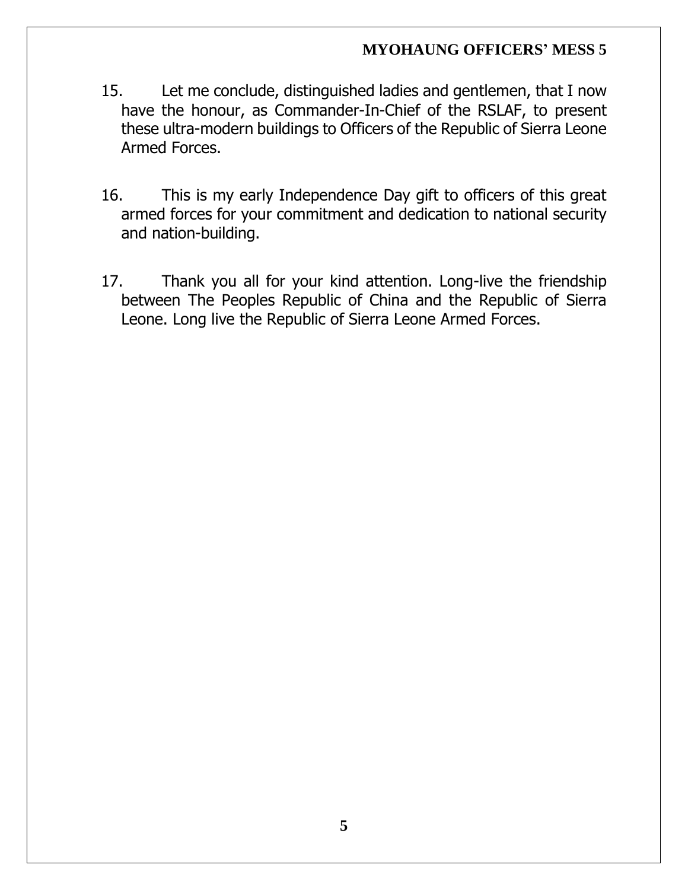15. Let me conclude, distinguished ladies and gentlemen, that I now have the honour, as Commander-In-Chief of the RSLAF, to present these ultra-modern buildings to Officers of the Republic of Sierra Leone Armed Forces.

16. This is my early Independence Day gift to officers of this great armed forces for your commitment and dedication to national security and nation-building.

17. Thank you all for your kind attention. Long-live the friendship between The Peoples Republic of China and the Republic of Sierra Leone. Long live the Republic of Sierra Leone Armed Forces.